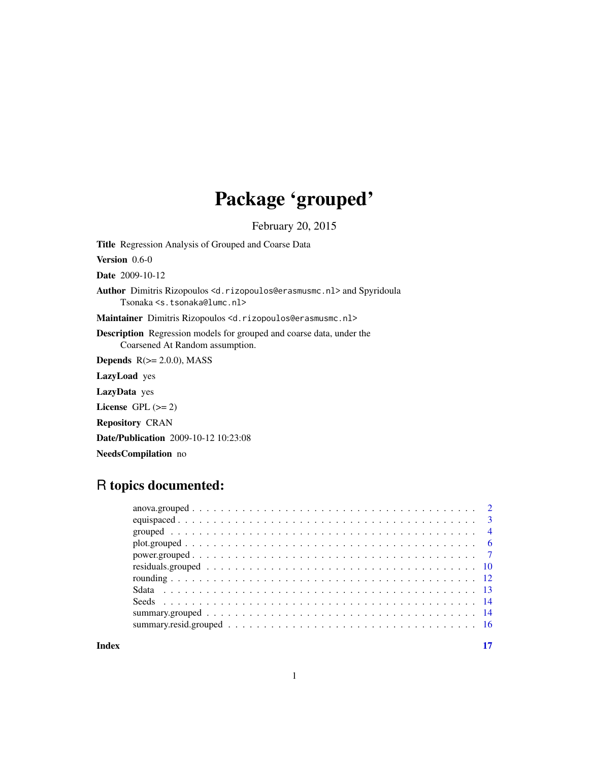# Package 'grouped'

February 20, 2015

**Title** Regression Analysis of Grouped and Coarse Data

**Version** 0.6-0

**Date** 2009-10-12

**Author** Dimitris Rizopoulos <d.rizopoulos@erasmusmc.nl> and Spyridoula Tsonaka <s.tsonaka@lumc.nl>

**Maintainer** Dimitris Rizopoulos <d.rizopoulos@erasmusmc.nl>

**Description** Regression models for grouped and coarse data, under the Coarsened At Random assumption.

**Depends** R(>= 2.0.0), MASS

**LazyLoad** yes

**LazyData** yes

**License** GPL (>= 2)

**Repository** CRAN

**Date/Publication** 2009-10-12 10:23:08

**NeedsCompilation** no

## R topics documented:

- anova.grouped . . . . . . . . . . . . . . . . . . . . . . . . . . . . . . . . . . . . . . . . 2
- equispaced . . . . . . . . . . . . . . . . . . . . . . . . . . . . . . . . . . . . . . . . 3
- grouped . . . . . . . . . . . . . . . . . . . . . . . . . . . . . . . . . . . . . . . . 4
- plot.grouped . . . . . . . . . . . . . . . . . . . . . . . . . . . . . . . . . . . . . . . . 6
- power.grouped . . . . . . . . . . . . . . . . . . . . . . . . . . . . . . . . . . . . . . . . 7
- residuals.grouped . . . . . . . . . . . . . . . . . . . . . . . . . . . . . . . . . . . . . . . . 10
- rounding . . . . . . . . . . . . . . . . . . . . . . . . . . . . . . . . . . . . . . . . 12
- Sdata . . . . . . . . . . . . . . . . . . . . . . . . . . . . . . . . . . . . . . . . 13
- Seeds . . . . . . . . . . . . . . . . . . . . . . . . . . . . . . . . . . . . . . . . 14
- summary.grouped . . . . . . . . . . . . . . . . . . . . . . . . . . . . . . . . . . . . . . . . 14
- summary.resid.grouped . . . . . . . . . . . . . . . . . . . . . . . . . . . . . . . . . . . . . . . . 16

**Index** **17**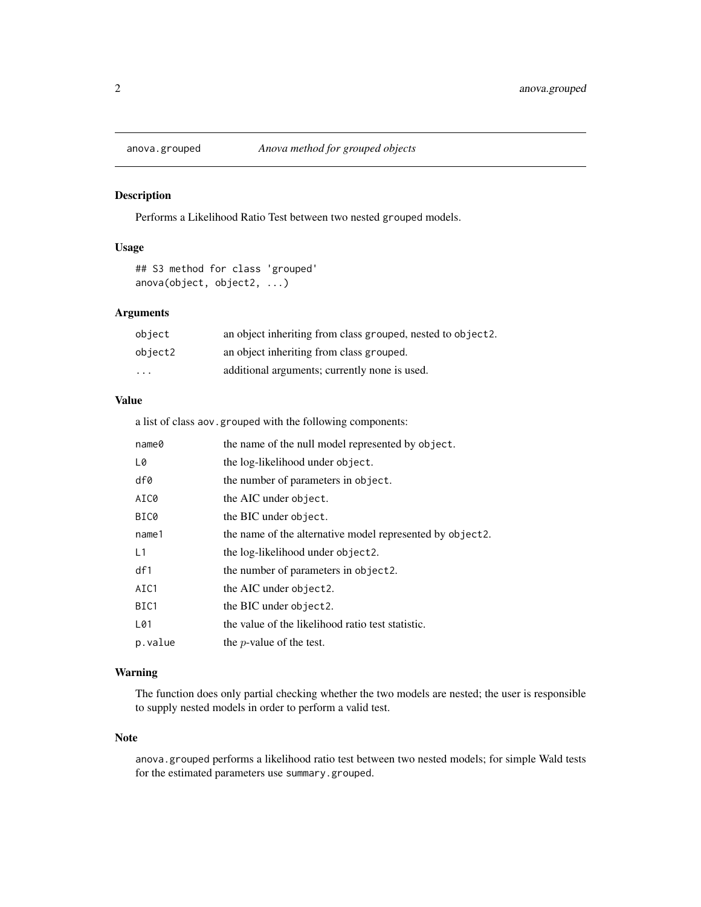## anova.grouped — Anova method for grouped objects

### Description

Performs a Likelihood Ratio Test between two nested grouped models.

### Usage

```
## S3 method for class 'grouped'
anova(object, object2, ...)
```

### Arguments

| | |
|---|---|
| `object` | an object inheriting from class `grouped`, nested to `object2`. |
| `object2` | an object inheriting from class `grouped`. |
| `...` | additional arguments; currently none is used. |

### Value

a list of class `aov.grouped` with the following components:

| | |
|---|---|
| `name0` | the name of the null model represented by `object`. |
| `L0` | the log-likelihood under `object`. |
| `df0` | the number of parameters in `object`. |
| `AIC0` | the AIC under `object`. |
| `BIC0` | the BIC under `object`. |
| `name1` | the name of the alternative model represented by `object2`. |
| `L1` | the log-likelihood under `object2`. |
| `df1` | the number of parameters in `object2`. |
| `AIC1` | the AIC under `object2`. |
| `BIC1` | the BIC under `object2`. |
| `L01` | the value of the likelihood ratio test statistic. |
| `p.value` | the $p$-value of the test. |

### Warning

The function does only partial checking whether the two models are nested; the user is responsible to supply nested models in order to perform a valid test.

### Note

`anova.grouped` performs a likelihood ratio test between two nested models; for simple Wald tests for the estimated parameters use `summary.grouped`.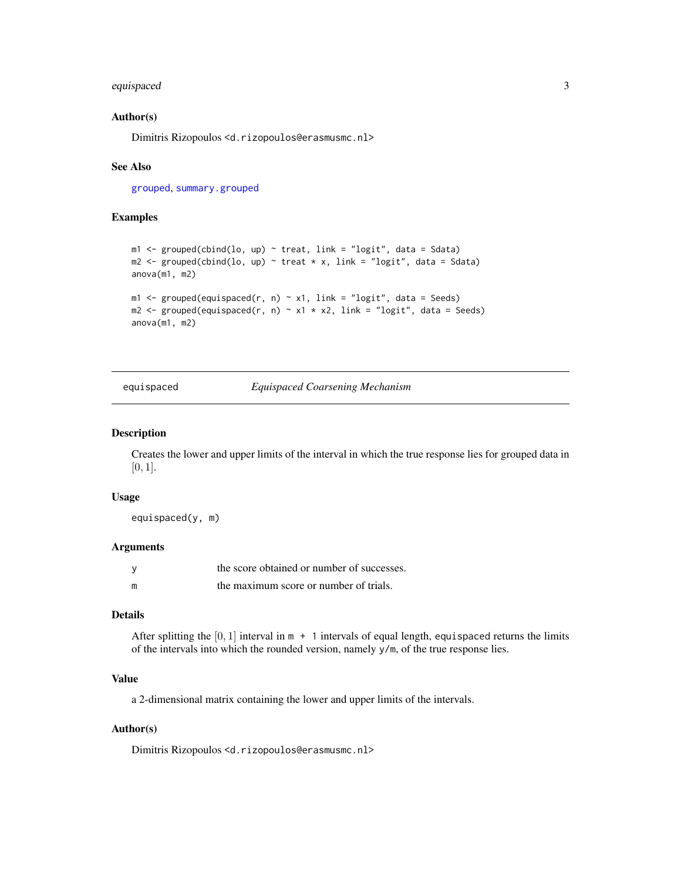### Author(s)

Dimitris Rizopoulos <d.rizopoulos@erasmusmc.nl>

### See Also

grouped, summary.grouped

### Examples

```
m1 <- grouped(cbind(lo, up) ~ treat, link = "logit", data = Sdata)
m2 <- grouped(cbind(lo, up) ~ treat * x, link = "logit", data = Sdata)
anova(m1, m2)

m1 <- grouped(equispaced(r, n) ~ x1, link = "logit", data = Seeds)
m2 <- grouped(equispaced(r, n) ~ x1 * x2, link = "logit", data = Seeds)
anova(m1, m2)
```

---

## equispaced *Equispaced Coarsening Mechanism*

---

### Description

Creates the lower and upper limits of the interval in which the true response lies for grouped data in $[0, 1]$.

### Usage

```
equispaced(y, m)
```

### Arguments

| | |
|---|---|
| y | the score obtained or number of successes. |
| m | the maximum score or number of trials. |

### Details

After splitting the $[0, 1]$ interval in `m + 1` intervals of equal length, `equispaced` returns the limits of the intervals into which the rounded version, namely `y/m`, of the true response lies.

### Value

a 2-dimensional matrix containing the lower and upper limits of the intervals.

### Author(s)

Dimitris Rizopoulos <d.rizopoulos@erasmusmc.nl>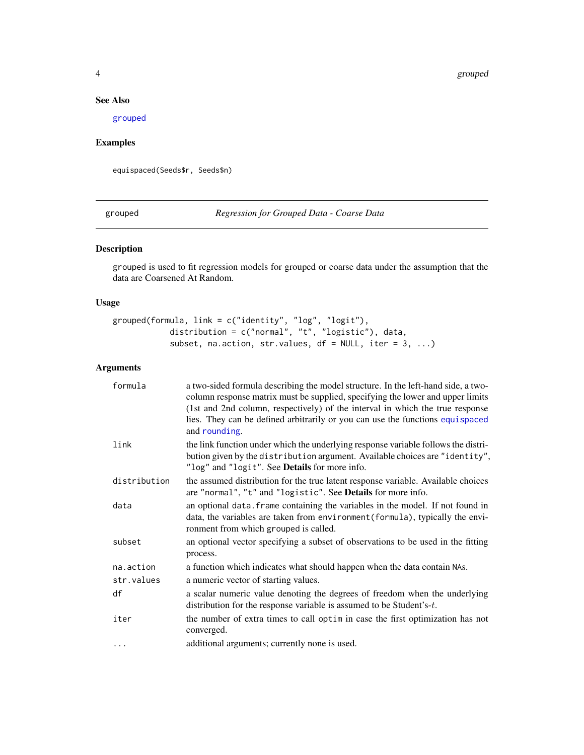## See Also

grouped

## Examples

```
equispaced(Seeds$r, Seeds$n)
```

---

grouped *Regression for Grouped Data - Coarse Data*

---

## Description

grouped is used to fit regression models for grouped or coarse data under the assumption that the data are Coarsened At Random.

## Usage

```
grouped(formula, link = c("identity", "log", "logit"),
            distribution = c("normal", "t", "logistic"), data,
            subset, na.action, str.values, df = NULL, iter = 3, ...)
```

## Arguments

| | |
|---|---|
| formula | a two-sided formula describing the model structure. In the left-hand side, a two-column response matrix must be supplied, specifying the lower and upper limits (1st and 2nd column, respectively) of the interval in which the true response lies. They can be defined arbitrarily or you can use the functions equispaced and rounding. |
| link | the link function under which the underlying response variable follows the distribution given by the distribution argument. Available choices are "identity", "log" and "logit". See **Details** for more info. |
| distribution | the assumed distribution for the true latent response variable. Available choices are "normal", "t" and "logistic". See **Details** for more info. |
| data | an optional data.frame containing the variables in the model. If not found in data, the variables are taken from environment(formula), typically the environment from which grouped is called. |
| subset | an optional vector specifying a subset of observations to be used in the fitting process. |
| na.action | a function which indicates what should happen when the data contain NAs. |
| str.values | a numeric vector of starting values. |
| df | a scalar numeric value denoting the degrees of freedom when the underlying distribution for the response variable is assumed to be Student's-$t$. |
| iter | the number of extra times to call optim in case the first optimization has not converged. |
| ... | additional arguments; currently none is used. |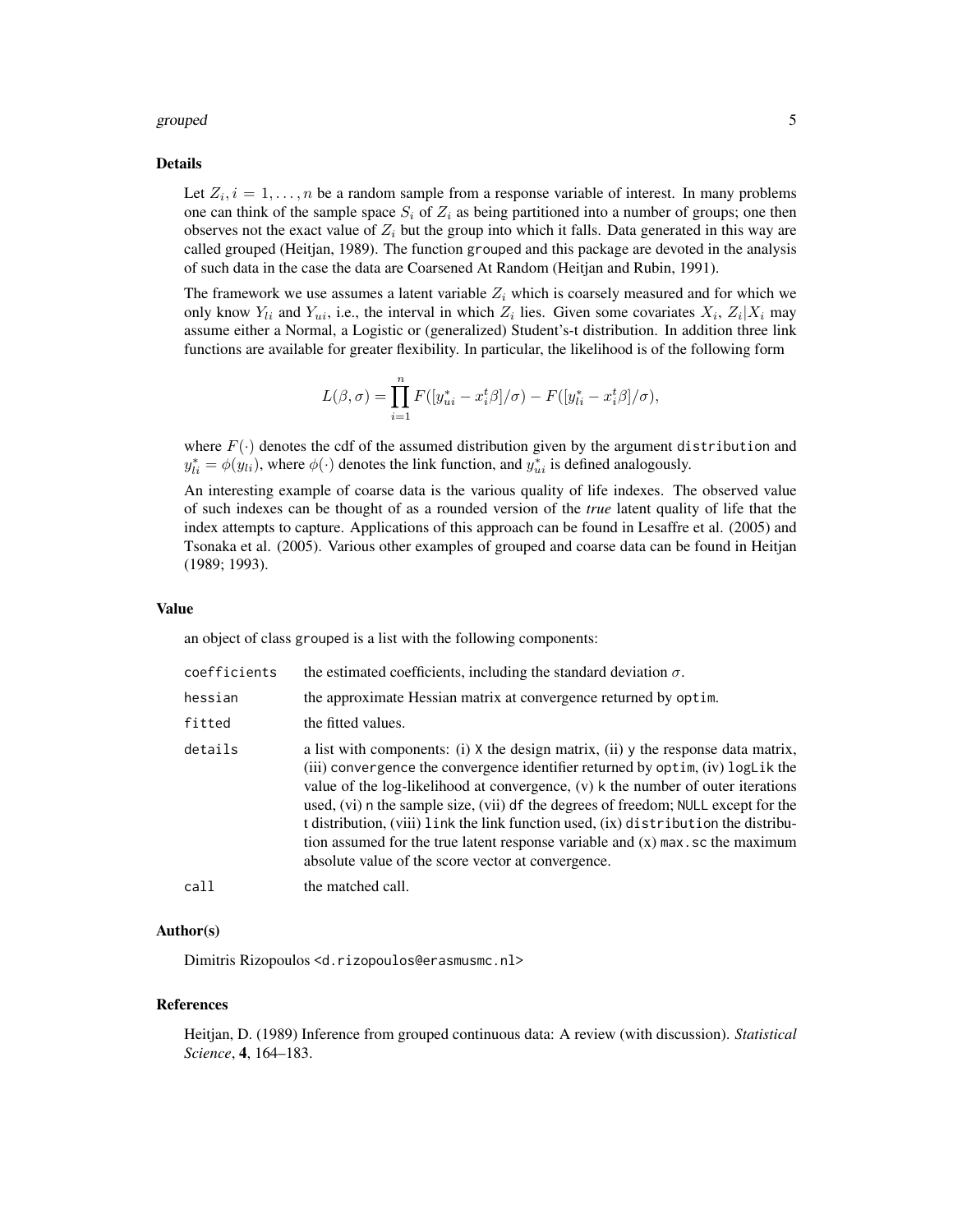## Details

Let $Z_i, i = 1, \ldots, n$ be a random sample from a response variable of interest. In many problems one can think of the sample space $S_i$ of $Z_i$ as being partitioned into a number of groups; one then observes not the exact value of $Z_i$ but the group into which it falls. Data generated in this way are called grouped (Heitjan, 1989). The function `grouped` and this package are devoted in the analysis of such data in the case the data are Coarsened At Random (Heitjan and Rubin, 1991).

The framework we use assumes a latent variable $Z_i$ which is coarsely measured and for which we only know $Y_{li}$ and $Y_{ui}$, i.e., the interval in which $Z_i$ lies. Given some covariates $X_i$, $Z_i|X_i$ may assume either a Normal, a Logistic or (generalized) Student's-t distribution. In addition three link functions are available for greater flexibility. In particular, the likelihood is of the following form

$$L(\beta, \sigma) = \prod_{i=1}^{n} F([y_{ui}^* - x_i^t \beta]/\sigma) - F([y_{li}^* - x_i^t \beta]/\sigma),$$

where $F(\cdot)$ denotes the cdf of the assumed distribution given by the argument `distribution` and $y_{li}^* = \phi(y_{li})$, where $\phi(\cdot)$ denotes the link function, and $y_{ui}^*$ is defined analogously.

An interesting example of coarse data is the various quality of life indexes. The observed value of such indexes can be thought of as a rounded version of the *true* latent quality of life that the index attempts to capture. Applications of this approach can be found in Lesaffre et al. (2005) and Tsonaka et al. (2005). Various other examples of grouped and coarse data can be found in Heitjan (1989; 1993).

## Value

an object of class `grouped` is a list with the following components:

| | |
|---|---|
| `coefficients` | the estimated coefficients, including the standard deviation $\sigma$. |
| `hessian` | the approximate Hessian matrix at convergence returned by `optim`. |
| `fitted` | the fitted values. |
| `details` | a list with components: (i) `X` the design matrix, (ii) `y` the response data matrix, (iii) `convergence` the convergence identifier returned by `optim`, (iv) `logLik` the value of the log-likelihood at convergence, (v) `k` the number of outer iterations used, (vi) `n` the sample size, (vii) `df` the degrees of freedom; `NULL` except for the t distribution, (viii) `link` the link function used, (ix) `distribution` the distribution assumed for the true latent response variable and (x) `max.sc` the maximum absolute value of the score vector at convergence. |
| `call` | the matched call. |

## Author(s)

Dimitris Rizopoulos <d.rizopoulos@erasmusmc.nl>

## References

Heitjan, D. (1989) Inference from grouped continuous data: A review (with discussion). *Statistical Science*, **4**, 164–183.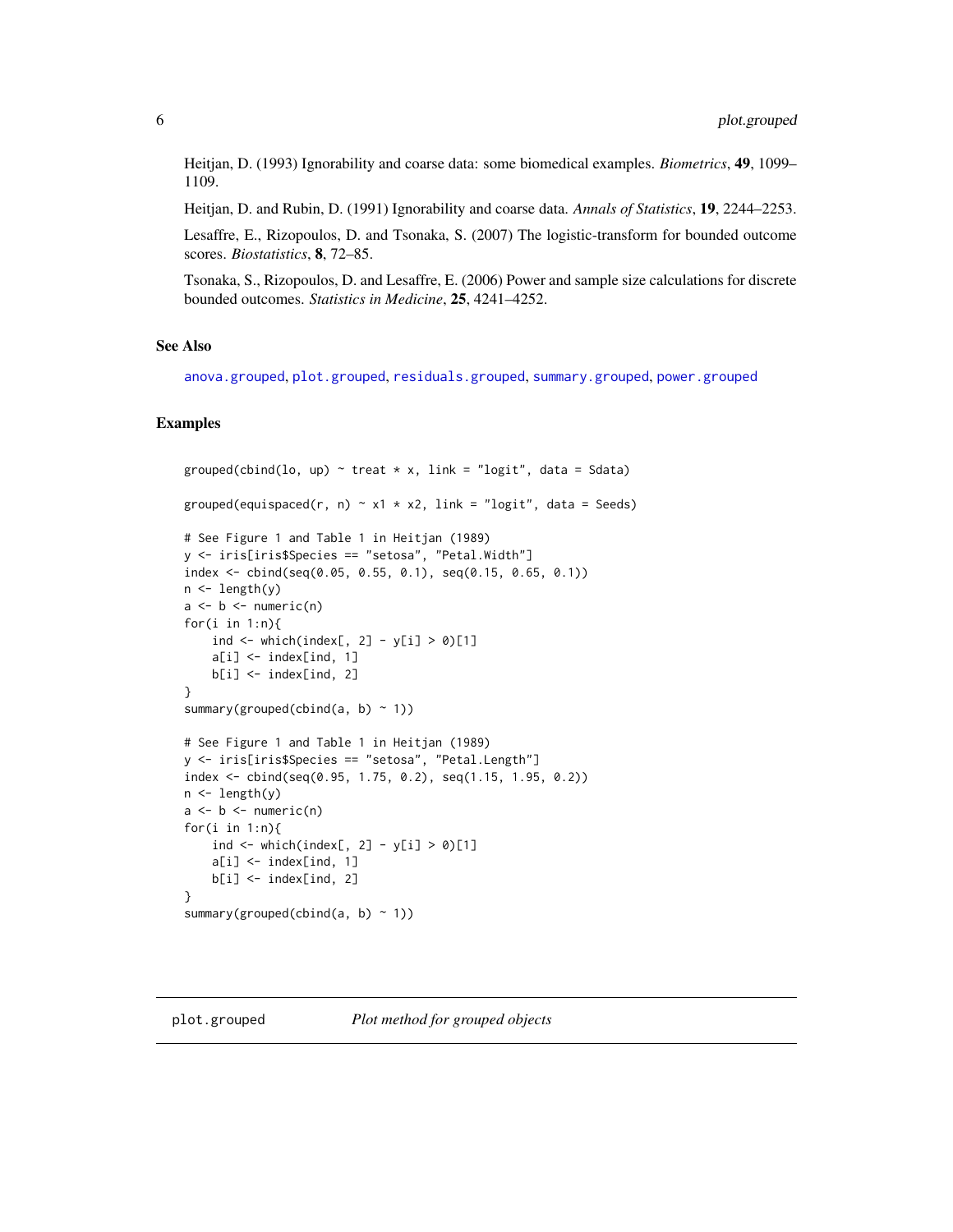Heitjan, D. (1993) Ignorability and coarse data: some biomedical examples. *Biometrics*, **49**, 1099–1109.

Heitjan, D. and Rubin, D. (1991) Ignorability and coarse data. *Annals of Statistics*, **19**, 2244–2253.

Lesaffre, E., Rizopoulos, D. and Tsonaka, S. (2007) The logistic-transform for bounded outcome scores. *Biostatistics*, **8**, 72–85.

Tsonaka, S., Rizopoulos, D. and Lesaffre, E. (2006) Power and sample size calculations for discrete bounded outcomes. *Statistics in Medicine*, **25**, 4241–4252.

### See Also

`anova.grouped`, `plot.grouped`, `residuals.grouped`, `summary.grouped`, `power.grouped`

### Examples

```
grouped(cbind(lo, up) ~ treat * x, link = "logit", data = Sdata)

grouped(equispaced(r, n) ~ x1 * x2, link = "logit", data = Seeds)

# See Figure 1 and Table 1 in Heitjan (1989)
y <- iris[iris$Species == "setosa", "Petal.Width"]
index <- cbind(seq(0.05, 0.55, 0.1), seq(0.15, 0.65, 0.1))
n <- length(y)
a <- b <- numeric(n)
for(i in 1:n){
    ind <- which(index[, 2] - y[i] > 0)[1]
    a[i] <- index[ind, 1]
    b[i] <- index[ind, 2]
}
summary(grouped(cbind(a, b) ~ 1))

# See Figure 1 and Table 1 in Heitjan (1989)
y <- iris[iris$Species == "setosa", "Petal.Length"]
index <- cbind(seq(0.95, 1.75, 0.2), seq(1.15, 1.95, 0.2))
n <- length(y)
a <- b <- numeric(n)
for(i in 1:n){
    ind <- which(index[, 2] - y[i] > 0)[1]
    a[i] <- index[ind, 1]
    b[i] <- index[ind, 2]
}
summary(grouped(cbind(a, b) ~ 1))
```

## plot.grouped        *Plot method for grouped objects*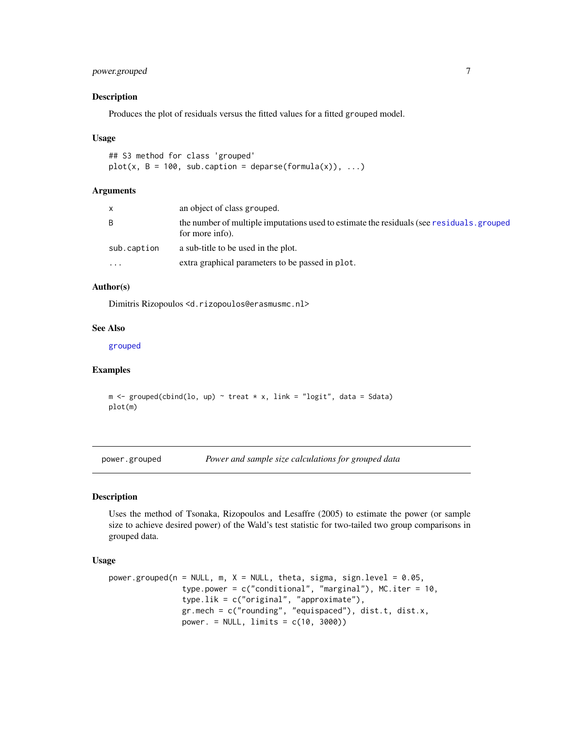## Description

Produces the plot of residuals versus the fitted values for a fitted grouped model.

## Usage

```
## S3 method for class 'grouped'
plot(x, B = 100, sub.caption = deparse(formula(x)), ...)
```

## Arguments

| | |
|---|---|
| x | an object of class grouped. |
| B | the number of multiple imputations used to estimate the residuals (see residuals.grouped for more info). |
| sub.caption | a sub-title to be used in the plot. |
| ... | extra graphical parameters to be passed in plot. |

## Author(s)

Dimitris Rizopoulos <d.rizopoulos@erasmusmc.nl>

## See Also

grouped

## Examples

```
m <- grouped(cbind(lo, up) ~ treat * x, link = "logit", data = Sdata)
plot(m)
```

---

# power.grouped    *Power and sample size calculations for grouped data*

---

## Description

Uses the method of Tsonaka, Rizopoulos and Lesaffre (2005) to estimate the power (or sample size to achieve desired power) of the Wald's test statistic for two-tailed two group comparisons in grouped data.

## Usage

```
power.grouped(n = NULL, m, X = NULL, theta, sigma, sign.level = 0.05,
              type.power = c("conditional", "marginal"), MC.iter = 10,
              type.lik = c("original", "approximate"),
              gr.mech = c("rounding", "equispaced"), dist.t, dist.x,
              power. = NULL, limits = c(10, 3000))
```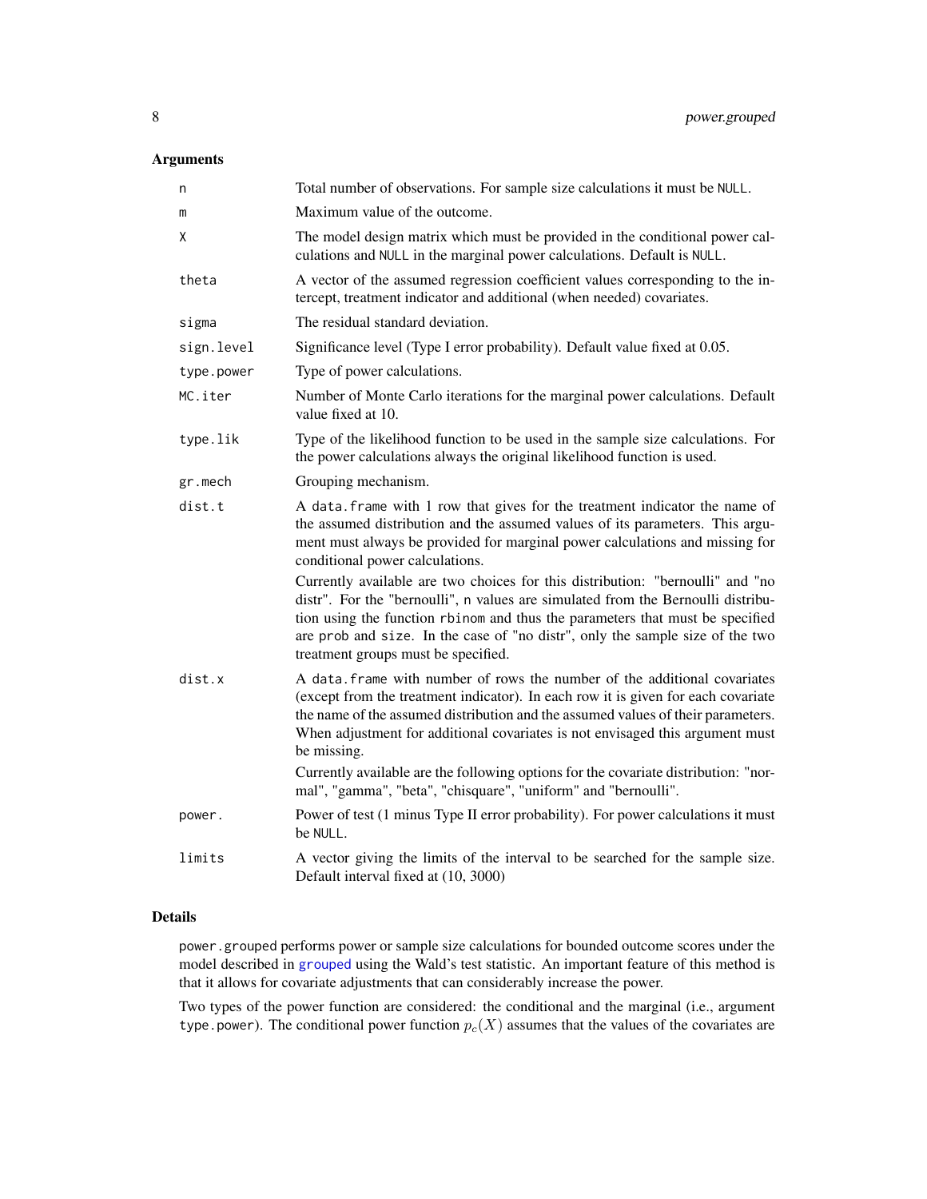## Arguments

| | |
|---|---|
| `n` | Total number of observations. For sample size calculations it must be `NULL`. |
| `m` | Maximum value of the outcome. |
| `X` | The model design matrix which must be provided in the conditional power calculations and `NULL` in the marginal power calculations. Default is `NULL`. |
| `theta` | A vector of the assumed regression coefficient values corresponding to the intercept, treatment indicator and additional (when needed) covariates. |
| `sigma` | The residual standard deviation. |
| `sign.level` | Significance level (Type I error probability). Default value fixed at 0.05. |
| `type.power` | Type of power calculations. |
| `MC.iter` | Number of Monte Carlo iterations for the marginal power calculations. Default value fixed at 10. |
| `type.lik` | Type of the likelihood function to be used in the sample size calculations. For the power calculations always the original likelihood function is used. |
| `gr.mech` | Grouping mechanism. |
| `dist.t` | A `data.frame` with 1 row that gives for the treatment indicator the name of the assumed distribution and the assumed values of its parameters. This argument must always be provided for marginal power calculations and missing for conditional power calculations. Currently available are two choices for this distribution: "bernoulli" and "no distr". For the "bernoulli", `n` values are simulated from the Bernoulli distribution using the function `rbinom` and thus the parameters that must be specified are `prob` and `size`. In the case of "no distr", only the sample size of the two treatment groups must be specified. |
| `dist.x` | A `data.frame` with number of rows the number of the additional covariates (except from the treatment indicator). In each row it is given for each covariate the name of the assumed distribution and the assumed values of their parameters. When adjustment for additional covariates is not envisaged this argument must be missing. Currently available are the following options for the covariate distribution: "normal", "gamma", "beta", "chisquare", "uniform" and "bernoulli". |
| `power.` | Power of test (1 minus Type II error probability). For power calculations it must be `NULL`. |
| `limits` | A vector giving the limits of the interval to be searched for the sample size. Default interval fixed at (10, 3000) |

## Details

`power.grouped` performs power or sample size calculations for bounded outcome scores under the model described in `grouped` using the Wald's test statistic. An important feature of this method is that it allows for covariate adjustments that can considerably increase the power.

Two types of the power function are considered: the conditional and the marginal (i.e., argument `type.power`). The conditional power function $p_c(X)$ assumes that the values of the covariates are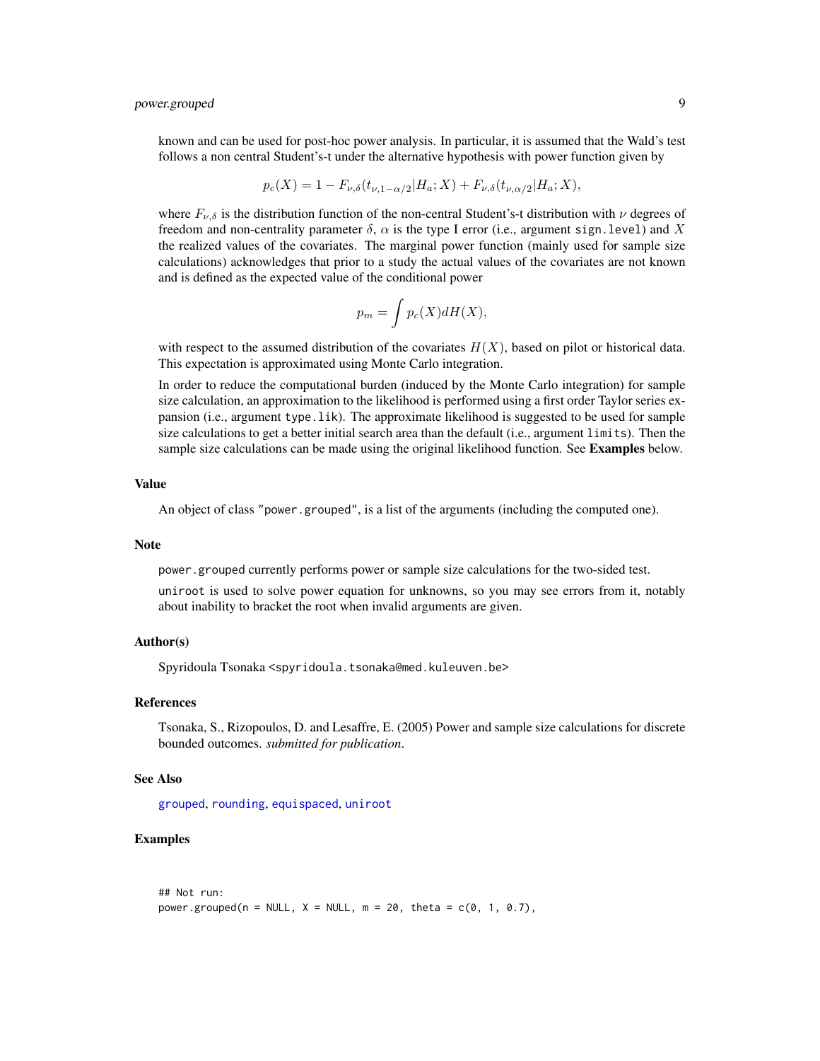known and can be used for post-hoc power analysis. In particular, it is assumed that the Wald's test follows a non central Student's-t under the alternative hypothesis with power function given by

$$p_c(X) = 1 - F_{\nu,\delta}(t_{\nu,1-\alpha/2}|H_a; X) + F_{\nu,\delta}(t_{\nu,\alpha/2}|H_a; X),$$

where $F_{\nu,\delta}$ is the distribution function of the non-central Student's-t distribution with $\nu$ degrees of freedom and non-centrality parameter $\delta$, $\alpha$ is the type I error (i.e., argument `sign.level`) and $X$ the realized values of the covariates. The marginal power function (mainly used for sample size calculations) acknowledges that prior to a study the actual values of the covariates are not known and is defined as the expected value of the conditional power

$$p_m = \int p_c(X) dH(X),$$

with respect to the assumed distribution of the covariates $H(X)$, based on pilot or historical data. This expectation is approximated using Monte Carlo integration.

In order to reduce the computational burden (induced by the Monte Carlo integration) for sample size calculation, an approximation to the likelihood is performed using a first order Taylor series expansion (i.e., argument `type.lik`). The approximate likelihood is suggested to be used for sample size calculations to get a better initial search area than the default (i.e., argument `limits`). Then the sample size calculations can be made using the original likelihood function. See **Examples** below.

## Value

An object of class `"power.grouped"`, is a list of the arguments (including the computed one).

## Note

`power.grouped` currently performs power or sample size calculations for the two-sided test.

`uniroot` is used to solve power equation for unknowns, so you may see errors from it, notably about inability to bracket the root when invalid arguments are given.

## Author(s)

Spyridoula Tsonaka <spyridoula.tsonaka@med.kuleuven.be>

## References

Tsonaka, S., Rizopoulos, D. and Lesaffre, E. (2005) Power and sample size calculations for discrete bounded outcomes. *submitted for publication*.

## See Also

`grouped`, `rounding`, `equispaced`, `uniroot`

## Examples

```
## Not run:
power.grouped(n = NULL, X = NULL, m = 20, theta = c(0, 1, 0.7),
```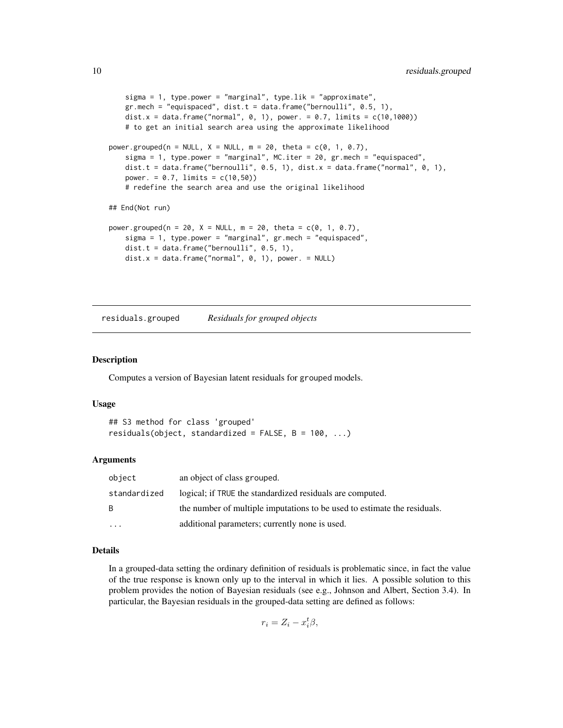```
    sigma = 1, type.power = "marginal", type.lik = "approximate",
    gr.mech = "equispaced", dist.t = data.frame("bernoulli", 0.5, 1),
    dist.x = data.frame("normal", 0, 1), power. = 0.7, limits = c(10,1000))
    # to get an initial search area using the approximate likelihood

power.grouped(n = NULL, X = NULL, m = 20, theta = c(0, 1, 0.7),
    sigma = 1, type.power = "marginal", MC.iter = 20, gr.mech = "equispaced",
    dist.t = data.frame("bernoulli", 0.5, 1), dist.x = data.frame("normal", 0, 1),
    power. = 0.7, limits = c(10,50))
    # redefine the search area and use the original likelihood

## End(Not run)

power.grouped(n = 20, X = NULL, m = 20, theta = c(0, 1, 0.7),
    sigma = 1, type.power = "marginal", gr.mech = "equispaced",
    dist.t = data.frame("bernoulli", 0.5, 1),
    dist.x = data.frame("normal", 0, 1), power. = NULL)
```

## residuals.grouped *Residuals for grouped objects*

### Description

Computes a version of Bayesian latent residuals for grouped models.

### Usage

```
## S3 method for class 'grouped'
residuals(object, standardized = FALSE, B = 100, ...)
```

### Arguments

| | |
|---|---|
| object | an object of class grouped. |
| standardized | logical; if TRUE the standardized residuals are computed. |
| B | the number of multiple imputations to be used to estimate the residuals. |
| ... | additional parameters; currently none is used. |

### Details

In a grouped-data setting the ordinary definition of residuals is problematic since, in fact the value of the true response is known only up to the interval in which it lies. A possible solution to this problem provides the notion of Bayesian residuals (see e.g., Johnson and Albert, Section 3.4). In particular, the Bayesian residuals in the grouped-data setting are defined as follows:

$$r_i = Z_i - x_i^t \beta,$$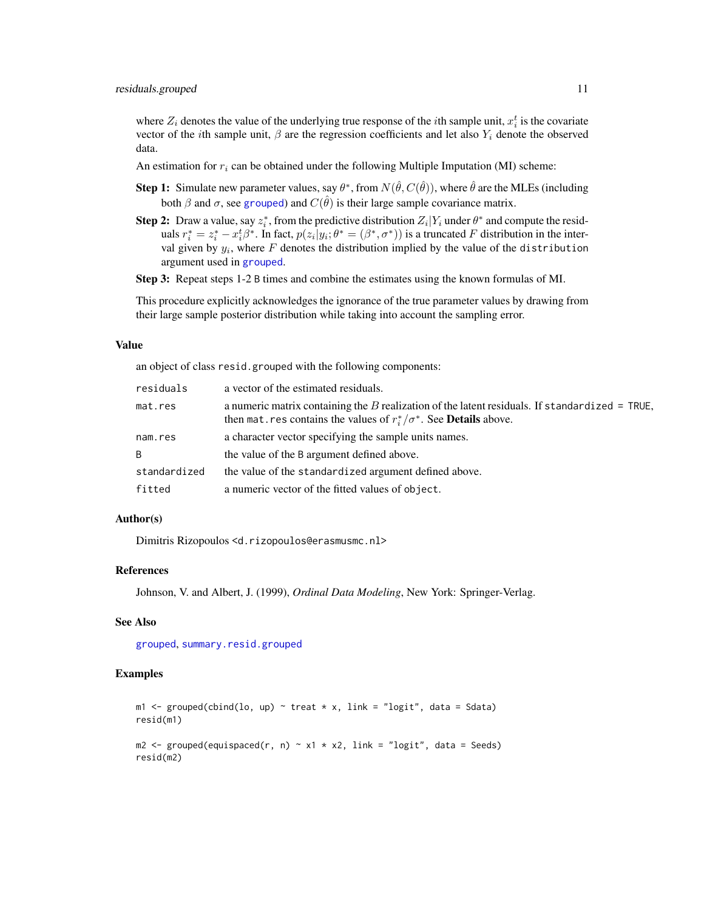where $Z_i$ denotes the value of the underlying true response of the $i$th sample unit, $x_i^t$ is the covariate vector of the $i$th sample unit, $\beta$ are the regression coefficients and let also $Y_i$ denote the observed data.

An estimation for $r_i$ can be obtained under the following Multiple Imputation (MI) scheme:

**Step 1:** Simulate new parameter values, say $\theta^*$, from $N(\hat{\theta}, C(\hat{\theta}))$, where $\hat{\theta}$ are the MLEs (including both $\beta$ and $\sigma$, see grouped) and $C(\hat{\theta})$ is their large sample covariance matrix.

**Step 2:** Draw a value, say $z_i^*$, from the predictive distribution $Z_i | Y_i$ under $\theta^*$ and compute the residuals $r_i^* = z_i^* - x_i^t \beta^*$. In fact, $p(z_i | y_i; \theta^* = (\beta^*, \sigma^*))$ is a truncated $F$ distribution in the interval given by $y_i$, where $F$ denotes the distribution implied by the value of the `distribution` argument used in grouped.

**Step 3:** Repeat steps 1-2 `B` times and combine the estimates using the known formulas of MI.

This procedure explicitly acknowledges the ignorance of the true parameter values by drawing from their large sample posterior distribution while taking into account the sampling error.

### Value

an object of class `resid.grouped` with the following components:

| | |
|---|---|
| `residuals` | a vector of the estimated residuals. |
| `mat.res` | a numeric matrix containing the $B$ realization of the latent residuals. If `standardized = TRUE`, then `mat.res` contains the values of $r_i^*/\sigma^*$. See **Details** above. |
| `nam.res` | a character vector specifying the sample units names. |
| `B` | the value of the `B` argument defined above. |
| `standardized` | the value of the `standardized` argument defined above. |
| `fitted` | a numeric vector of the fitted values of `object`. |

### Author(s)

Dimitris Rizopoulos <`d.rizopoulos@erasmusmc.nl`>

### References

Johnson, V. and Albert, J. (1999), *Ordinal Data Modeling*, New York: Springer-Verlag.

### See Also

grouped, summary.resid.grouped

### Examples

```
m1 <- grouped(cbind(lo, up) ~ treat * x, link = "logit", data = Sdata)
resid(m1)

m2 <- grouped(equispaced(r, n) ~ x1 * x2, link = "logit", data = Seeds)
resid(m2)
```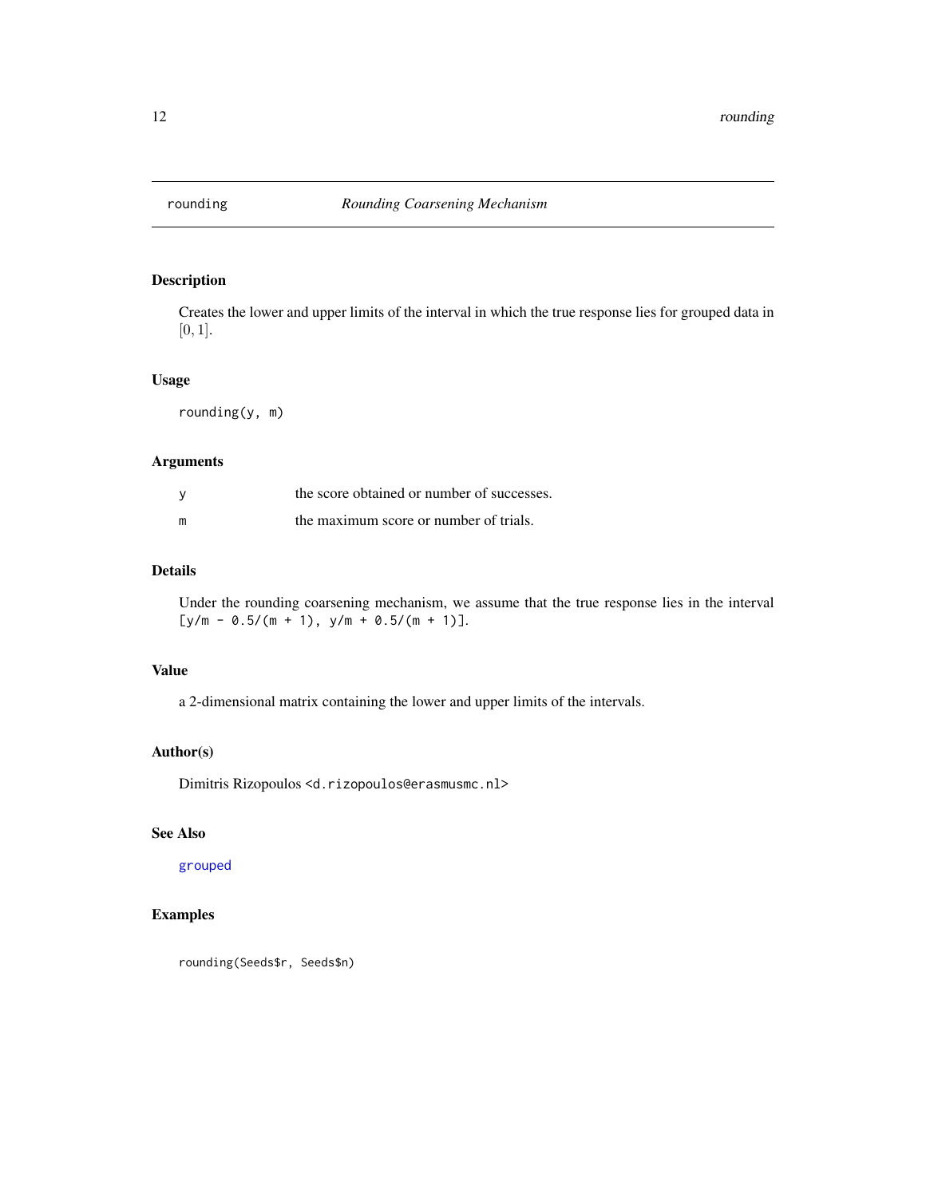# rounding — *Rounding Coarsening Mechanism*

## Description

Creates the lower and upper limits of the interval in which the true response lies for grouped data in $[0, 1]$.

## Usage

```
rounding(y, m)
```

## Arguments

| | |
|---|---|
| y | the score obtained or number of successes. |
| m | the maximum score or number of trials. |

## Details

Under the rounding coarsening mechanism, we assume that the true response lies in the interval `[y/m - 0.5/(m + 1), y/m + 0.5/(m + 1)]`.

## Value

a 2-dimensional matrix containing the lower and upper limits of the intervals.

## Author(s)

Dimitris Rizopoulos <d.rizopoulos@erasmusmc.nl>

## See Also

`grouped`

## Examples

```
rounding(Seeds$r, Seeds$n)
```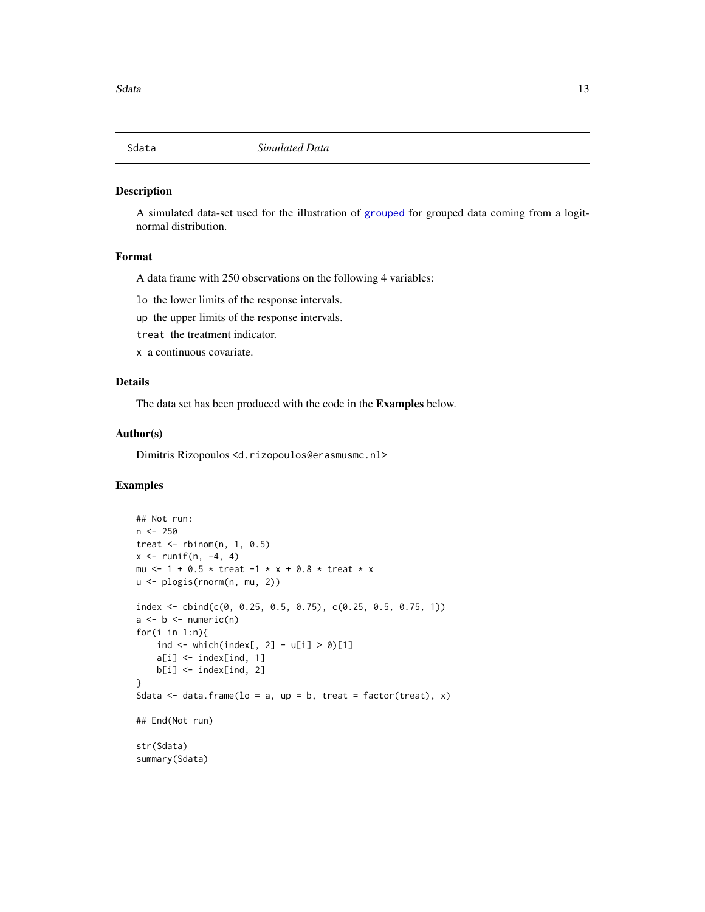# Sdata — *Simulated Data*

## Description

A simulated data-set used for the illustration of grouped for grouped data coming from a logit-normal distribution.

## Format

A data frame with 250 observations on the following 4 variables:

- `lo` the lower limits of the response intervals.
- `up` the upper limits of the response intervals.
- `treat` the treatment indicator.
- `x` a continuous covariate.

## Details

The data set has been produced with the code in the **Examples** below.

## Author(s)

Dimitris Rizopoulos <d.rizopoulos@erasmusmc.nl>

## Examples

```
## Not run:
n <- 250
treat <- rbinom(n, 1, 0.5)
x <- runif(n, -4, 4)
mu <- 1 + 0.5 * treat -1 * x + 0.8 * treat * x
u <- plogis(rnorm(n, mu, 2))

index <- cbind(c(0, 0.25, 0.5, 0.75), c(0.25, 0.5, 0.75, 1))
a <- b <- numeric(n)
for(i in 1:n){
    ind <- which(index[, 2] - u[i] > 0)[1]
    a[i] <- index[ind, 1]
    b[i] <- index[ind, 2]
}
Sdata <- data.frame(lo = a, up = b, treat = factor(treat), x)

## End(Not run)

str(Sdata)
summary(Sdata)
```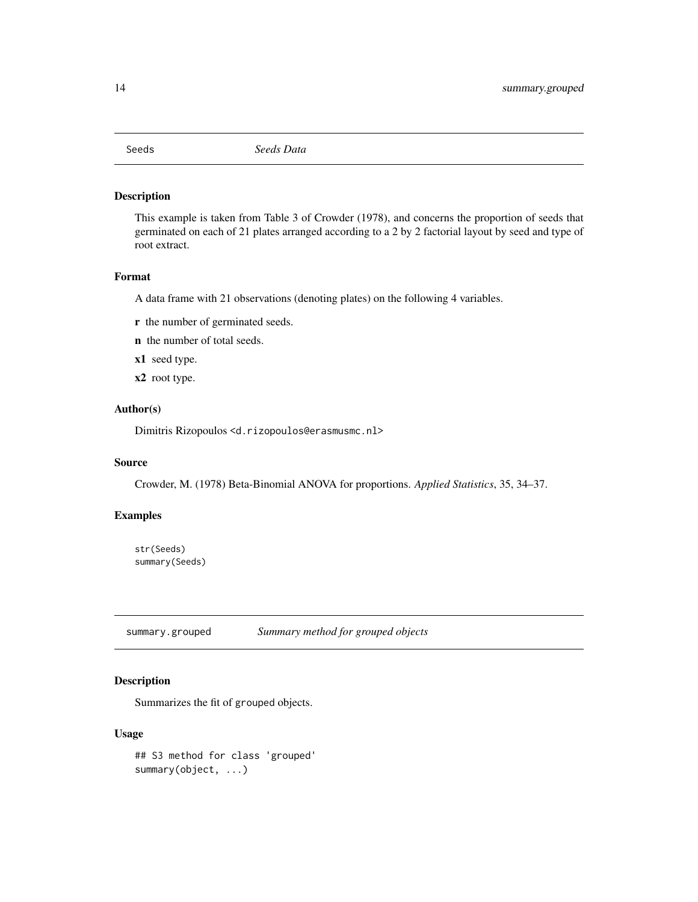## Seeds — *Seeds Data*

### Description

This example is taken from Table 3 of Crowder (1978), and concerns the proportion of seeds that germinated on each of 21 plates arranged according to a 2 by 2 factorial layout by seed and type of root extract.

### Format

A data frame with 21 observations (denoting plates) on the following 4 variables.

**r** the number of germinated seeds.

**n** the number of total seeds.

**x1** seed type.

**x2** root type.

### Author(s)

Dimitris Rizopoulos <d.rizopoulos@erasmusmc.nl>

### Source

Crowder, M. (1978) Beta-Binomial ANOVA for proportions. *Applied Statistics*, 35, 34–37.

### Examples

```
str(Seeds)
summary(Seeds)
```

## summary.grouped — *Summary method for grouped objects*

### Description

Summarizes the fit of grouped objects.

### Usage

```
## S3 method for class 'grouped'
summary(object, ...)
```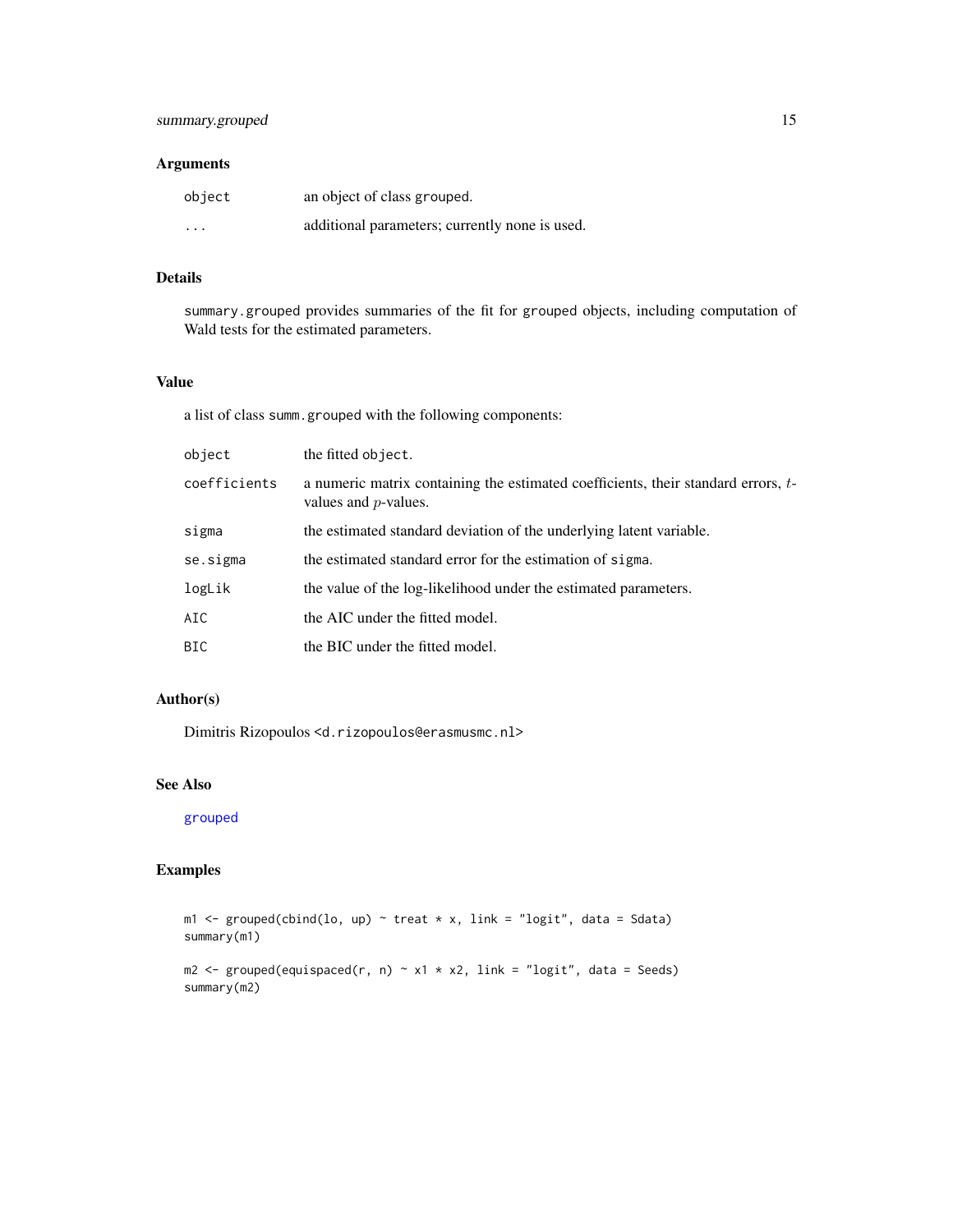## Arguments

| | |
|---|---|
| object | an object of class grouped. |
| ... | additional parameters; currently none is used. |

## Details

summary.grouped provides summaries of the fit for grouped objects, including computation of Wald tests for the estimated parameters.

## Value

a list of class summ.grouped with the following components:

| | |
|---|---|
| object | the fitted object. |
| coefficients | a numeric matrix containing the estimated coefficients, their standard errors, $t$-values and $p$-values. |
| sigma | the estimated standard deviation of the underlying latent variable. |
| se.sigma | the estimated standard error for the estimation of sigma. |
| logLik | the value of the log-likelihood under the estimated parameters. |
| AIC | the AIC under the fitted model. |
| BIC | the BIC under the fitted model. |

## Author(s)

Dimitris Rizopoulos <d.rizopoulos@erasmusmc.nl>

## See Also

grouped

## Examples

```
m1 <- grouped(cbind(lo, up) ~ treat * x, link = "logit", data = Sdata)
summary(m1)

m2 <- grouped(equispaced(r, n) ~ x1 * x2, link = "logit", data = Seeds)
summary(m2)
```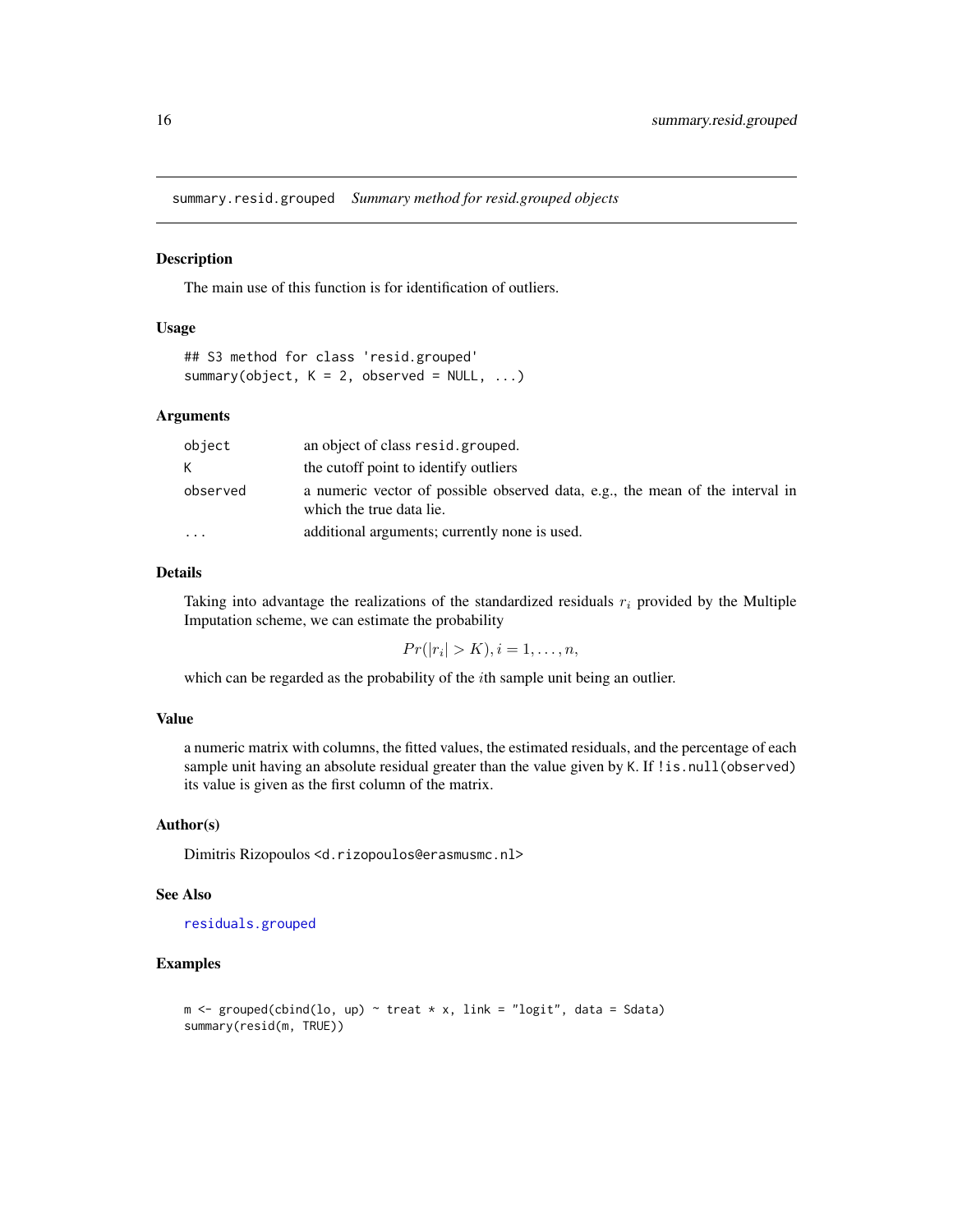## summary.resid.grouped *Summary method for resid.grouped objects*

### Description

The main use of this function is for identification of outliers.

### Usage

```
## S3 method for class 'resid.grouped'
summary(object, K = 2, observed = NULL, ...)
```

### Arguments

| | |
|---|---|
| object | an object of class resid.grouped. |
| K | the cutoff point to identify outliers |
| observed | a numeric vector of possible observed data, e.g., the mean of the interval in which the true data lie. |
| ... | additional arguments; currently none is used. |

### Details

Taking into advantage the realizations of the standardized residuals $r_i$ provided by the Multiple Imputation scheme, we can estimate the probability

$$Pr(|r_i| > K), i = 1, \ldots, n,$$

which can be regarded as the probability of the $i$th sample unit being an outlier.

### Value

a numeric matrix with columns, the fitted values, the estimated residuals, and the percentage of each sample unit having an absolute residual greater than the value given by K. If !is.null(observed) its value is given as the first column of the matrix.

### Author(s)

Dimitris Rizopoulos <d.rizopoulos@erasmusmc.nl>

### See Also

residuals.grouped

### Examples

```
m <- grouped(cbind(lo, up) ~ treat * x, link = "logit", data = Sdata)
summary(resid(m, TRUE))
```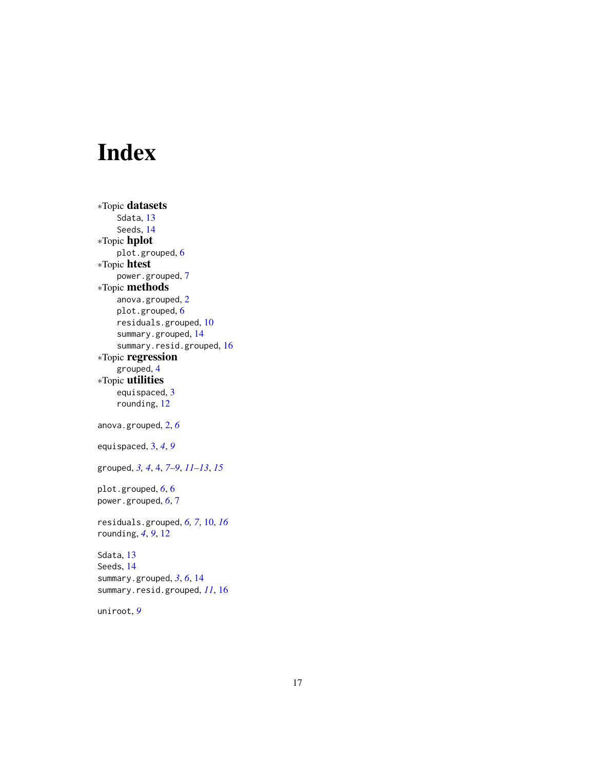# Index

∗Topic **datasets**
    Sdata, 13
    Seeds, 14
∗Topic **hplot**
    plot.grouped, 6
∗Topic **htest**
    power.grouped, 7
∗Topic **methods**
    anova.grouped, 2
    plot.grouped, 6
    residuals.grouped, 10
    summary.grouped, 14
    summary.resid.grouped, 16
∗Topic **regression**
    grouped, 4
∗Topic **utilities**
    equispaced, 3
    rounding, 12

anova.grouped, 2, *6*

equispaced, 3, *4*, *9*

grouped, *3, 4*, 4, *7–9*, *11–13*, *15*

plot.grouped, *6*, 6
power.grouped, *6*, 7

residuals.grouped, *6, 7*, 10, *16*
rounding, *4*, *9*, 12

Sdata, 13
Seeds, 14
summary.grouped, *3*, *6*, 14
summary.resid.grouped, *11*, 16

uniroot, *9*